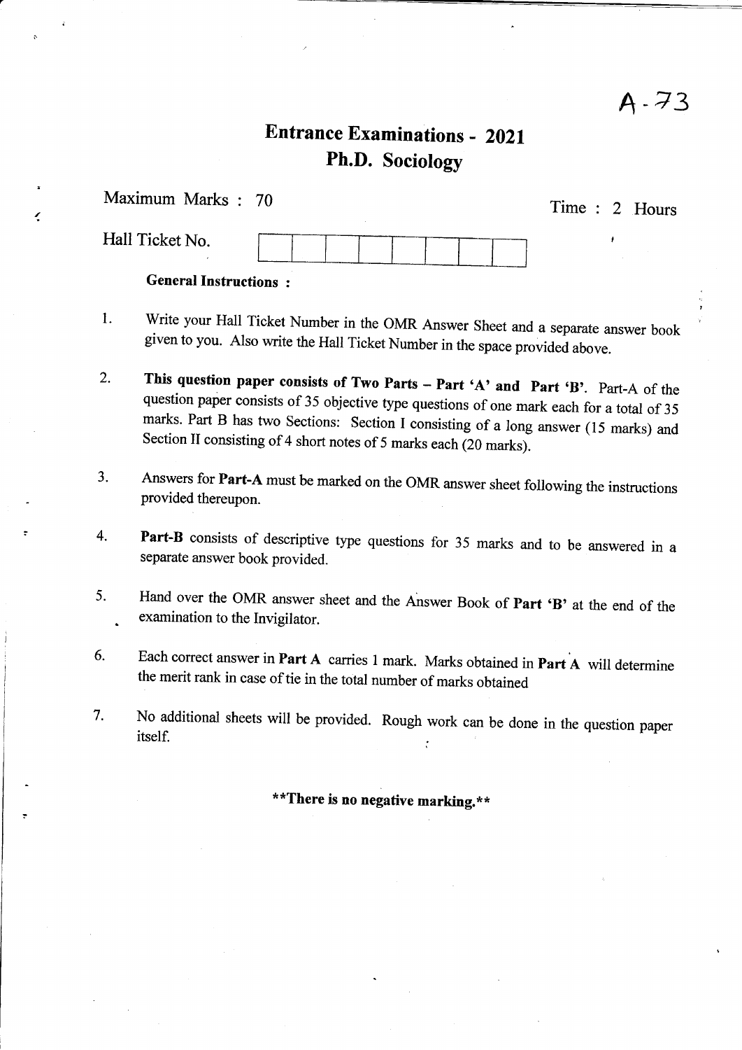A-73

# Entrance Examinations - 2021
## Ph.D. Sociology

Maximum Marks : 70

Time : 2 Hours

Hall Ticket No.

| | | | | | | | |
|---|---|---|---|---|---|---|---|
| | | | | | | | |

**General Instructions :**

1. Write your Hall Ticket Number in the OMR Answer Sheet and a separate answer book given to you. Also write the Hall Ticket Number in the space provided above.

2. **This question paper consists of Two Parts – Part 'A' and Part 'B'**. Part-A of the question paper consists of 35 objective type questions of one mark each for a total of 35 marks. Part B has two Sections: Section I consisting of a long answer (15 marks) and Section II consisting of 4 short notes of 5 marks each (20 marks).

3. Answers for **Part-A** must be marked on the OMR answer sheet following the instructions provided thereupon.

4. **Part-B** consists of descriptive type questions for 35 marks and to be answered in a separate answer book provided.

5. Hand over the OMR answer sheet and the Answer Book of **Part 'B'** at the end of the examination to the Invigilator.

6. Each correct answer in **Part A** carries 1 mark. Marks obtained in **Part A** will determine the merit rank in case of tie in the total number of marks obtained

7. No additional sheets will be provided. Rough work can be done in the question paper itself.

**\*\*There is no negative marking.\*\***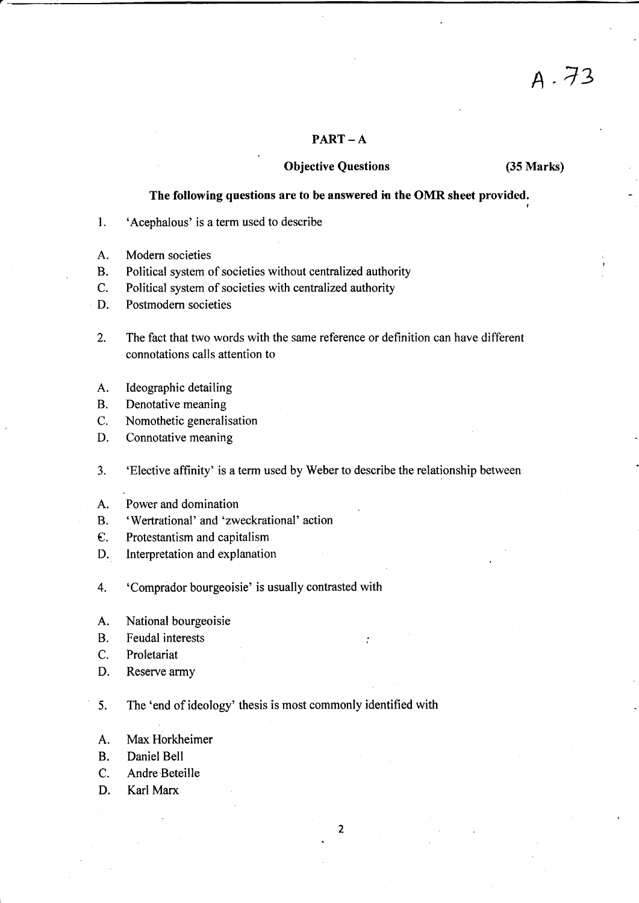A . 73

## PART – A

**Objective Questions** **(35 Marks)**

**The following questions are to be answered in the OMR sheet provided.**

1. 'Acephalous' is a term used to describe

A. Modern societies
B. Political system of societies without centralized authority
C. Political system of societies with centralized authority
D. Postmodern societies

2. The fact that two words with the same reference or definition can have different connotations calls attention to

A. Ideographic detailing
B. Denotative meaning
C. Nomothetic generalisation
D. Connotative meaning

3. 'Elective affinity' is a term used by Weber to describe the relationship between

A. Power and domination
B. 'Wertrational' and 'zweckrational' action
C. Protestantism and capitalism
D. Interpretation and explanation

4. 'Comprador bourgeoisie' is usually contrasted with

A. National bourgeoisie
B. Feudal interests
C. Proletariat
D. Reserve army

5. The 'end of ideology' thesis is most commonly identified with

A. Max Horkheimer
B. Daniel Bell
C. Andre Beteille
D. Karl Marx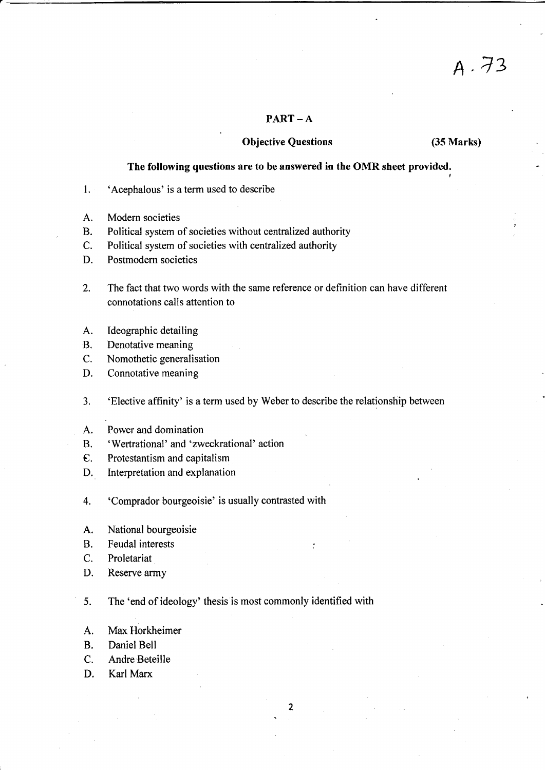A . 73

## PART – A

**Objective Questions** **(35 Marks)**

**The following questions are to be answered in the OMR sheet provided.**

1. 'Acephalous' is a term used to describe

A. Modern societies
B. Political system of societies without centralized authority
C. Political system of societies with centralized authority
D. Postmodern societies

2. The fact that two words with the same reference or definition can have different connotations calls attention to

A. Ideographic detailing
B. Denotative meaning
C. Nomothetic generalisation
D. Connotative meaning

3. 'Elective affinity' is a term used by Weber to describe the relationship between

A. Power and domination
B. 'Wertrational' and 'zweckrational' action
C. Protestantism and capitalism
D. Interpretation and explanation

4. 'Comprador bourgeoisie' is usually contrasted with

A. National bourgeoisie
B. Feudal interests
C. Proletariat
D. Reserve army

5. The 'end of ideology' thesis is most commonly identified with

A. Max Horkheimer
B. Daniel Bell
C. Andre Beteille
D. Karl Marx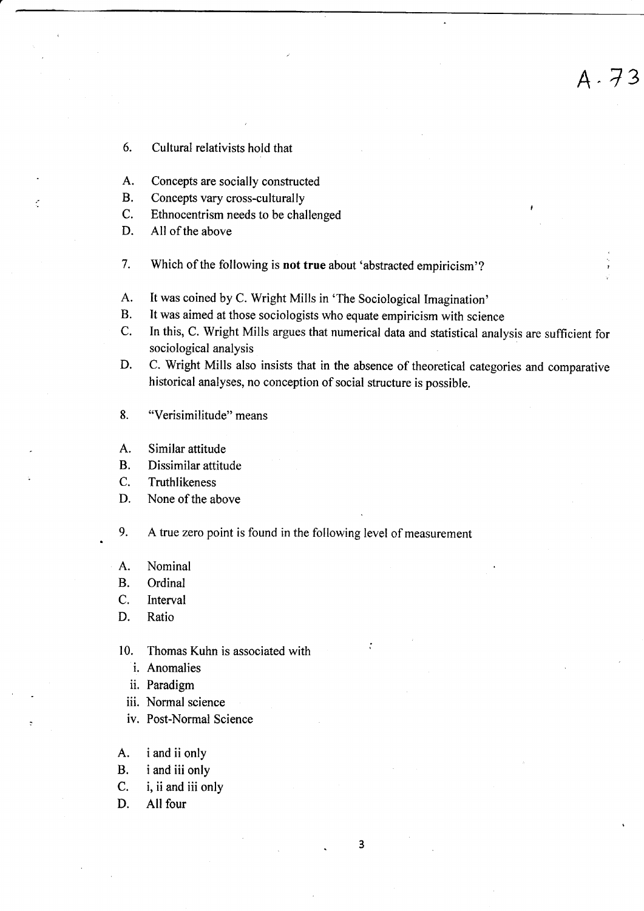A . 73

6. Cultural relativists hold that

A. Concepts are socially constructed
B. Concepts vary cross-culturally
C. Ethnocentrism needs to be challenged
D. All of the above

7. Which of the following is **not true** about 'abstracted empiricism'?

A. It was coined by C. Wright Mills in 'The Sociological Imagination'
B. It was aimed at those sociologists who equate empiricism with science
C. In this, C. Wright Mills argues that numerical data and statistical analysis are sufficient for sociological analysis
D. C. Wright Mills also insists that in the absence of theoretical categories and comparative historical analyses, no conception of social structure is possible.

8. "Verisimilitude" means

A. Similar attitude
B. Dissimilar attitude
C. Truthlikeness
D. None of the above

9. A true zero point is found in the following level of measurement

A. Nominal
B. Ordinal
C. Interval
D. Ratio

10. Thomas Kuhn is associated with
    i. Anomalies
    ii. Paradigm
    iii. Normal science
    iv. Post-Normal Science

A. i and ii only
B. i and iii only
C. i, ii and iii only
D. All four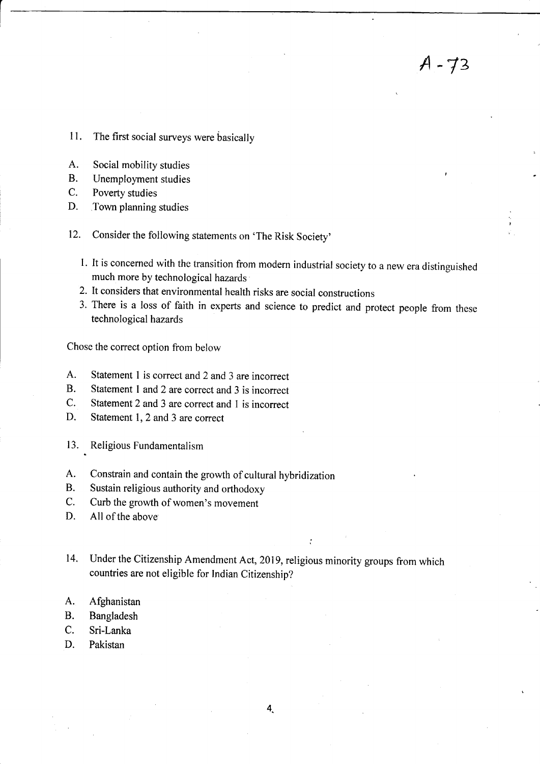11. The first social surveys were basically

A. Social mobility studies
B. Unemployment studies
C. Poverty studies
D. Town planning studies

12. Consider the following statements on 'The Risk Society'

   1. It is concerned with the transition from modern industrial society to a new era distinguished much more by technological hazards
   2. It considers that environmental health risks are social constructions
   3. There is a loss of faith in experts and science to predict and protect people from these technological hazards

Chose the correct option from below

A. Statement 1 is correct and 2 and 3 are incorrect
B. Statement 1 and 2 are correct and 3 is incorrect
C. Statement 2 and 3 are correct and 1 is incorrect
D. Statement 1, 2 and 3 are correct

13. Religious Fundamentalism

A. Constrain and contain the growth of cultural hybridization
B. Sustain religious authority and orthodoxy
C. Curb the growth of women's movement
D. All of the above

14. Under the Citizenship Amendment Act, 2019, religious minority groups from which countries are not eligible for Indian Citizenship?

A. Afghanistan
B. Bangladesh
C. Sri-Lanka
D. Pakistan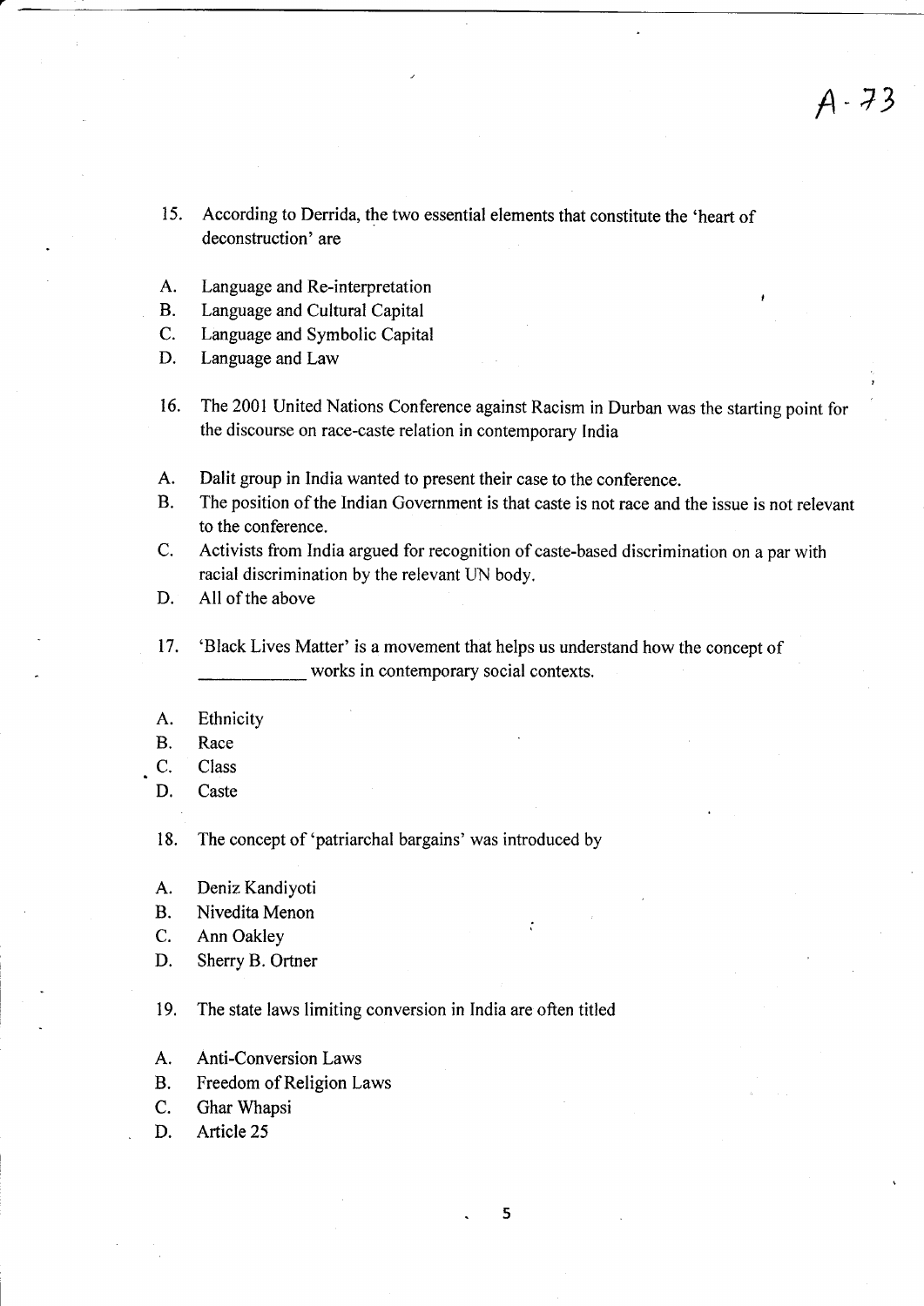15. According to Derrida, the two essential elements that constitute the 'heart of deconstruction' are

A. Language and Re-interpretation
B. Language and Cultural Capital
C. Language and Symbolic Capital
D. Language and Law

16. The 2001 United Nations Conference against Racism in Durban was the starting point for the discourse on race-caste relation in contemporary India

A. Dalit group in India wanted to present their case to the conference.
B. The position of the Indian Government is that caste is not race and the issue is not relevant to the conference.
C. Activists from India argued for recognition of caste-based discrimination on a par with racial discrimination by the relevant UN body.
D. All of the above

17. 'Black Lives Matter' is a movement that helps us understand how the concept of ____________ works in contemporary social contexts.

A. Ethnicity
B. Race
C. Class
D. Caste

18. The concept of 'patriarchal bargains' was introduced by

A. Deniz Kandiyoti
B. Nivedita Menon
C. Ann Oakley
D. Sherry B. Ortner

19. The state laws limiting conversion in India are often titled

A. Anti-Conversion Laws
B. Freedom of Religion Laws
C. Ghar Whapsi
D. Article 25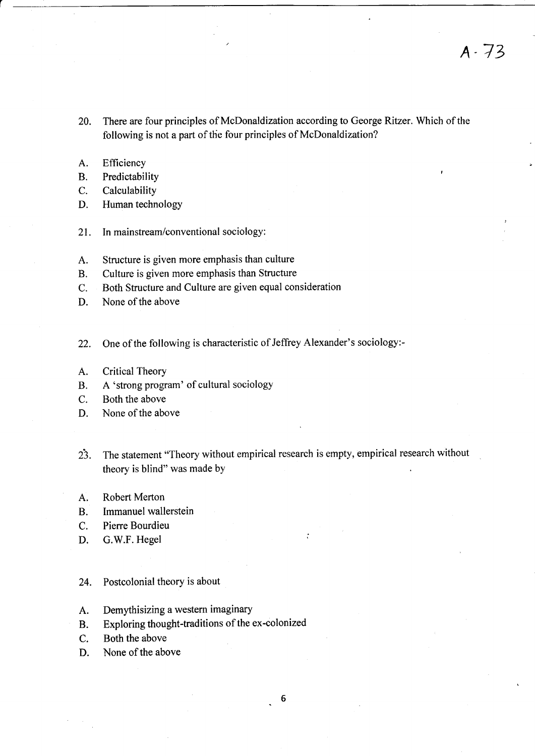A - 73

20. There are four principles of McDonaldization according to George Ritzer. Which of the following is not a part of the four principles of McDonaldization?

A. Efficiency
B. Predictability
C. Calculability
D. Human technology

21. In mainstream/conventional sociology:

A. Structure is given more emphasis than culture
B. Culture is given more emphasis than Structure
C. Both Structure and Culture are given equal consideration
D. None of the above

22. One of the following is characteristic of Jeffrey Alexander's sociology:-

A. Critical Theory
B. A 'strong program' of cultural sociology
C. Both the above
D. None of the above

23. The statement "Theory without empirical research is empty, empirical research without theory is blind" was made by

A. Robert Merton
B. Immanuel wallerstein
C. Pierre Bourdieu
D. G.W.F. Hegel

24. Postcolonial theory is about

A. Demythisizing a western imaginary
B. Exploring thought-traditions of the ex-colonized
C. Both the above
D. None of the above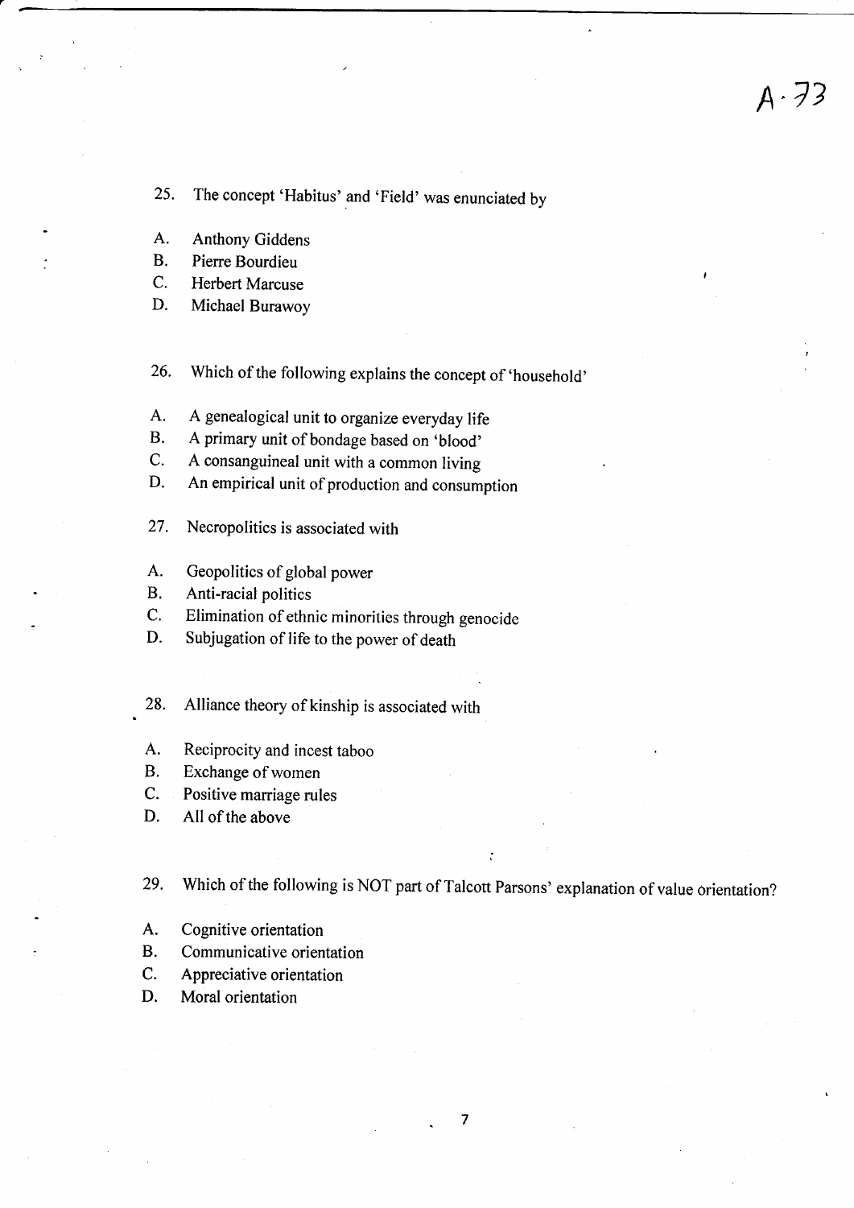25. The concept 'Habitus' and 'Field' was enunciated by

A. Anthony Giddens
B. Pierre Bourdieu
C. Herbert Marcuse
D. Michael Burawoy

26. Which of the following explains the concept of 'household'

A. A genealogical unit to organize everyday life
B. A primary unit of bondage based on 'blood'
C. A consanguineal unit with a common living
D. An empirical unit of production and consumption

27. Necropolitics is associated with

A. Geopolitics of global power
B. Anti-racial politics
C. Elimination of ethnic minorities through genocide
D. Subjugation of life to the power of death

28. Alliance theory of kinship is associated with

A. Reciprocity and incest taboo
B. Exchange of women
C. Positive marriage rules
D. All of the above

29. Which of the following is NOT part of Talcott Parsons' explanation of value orientation?

A. Cognitive orientation
B. Communicative orientation
C. Appreciative orientation
D. Moral orientation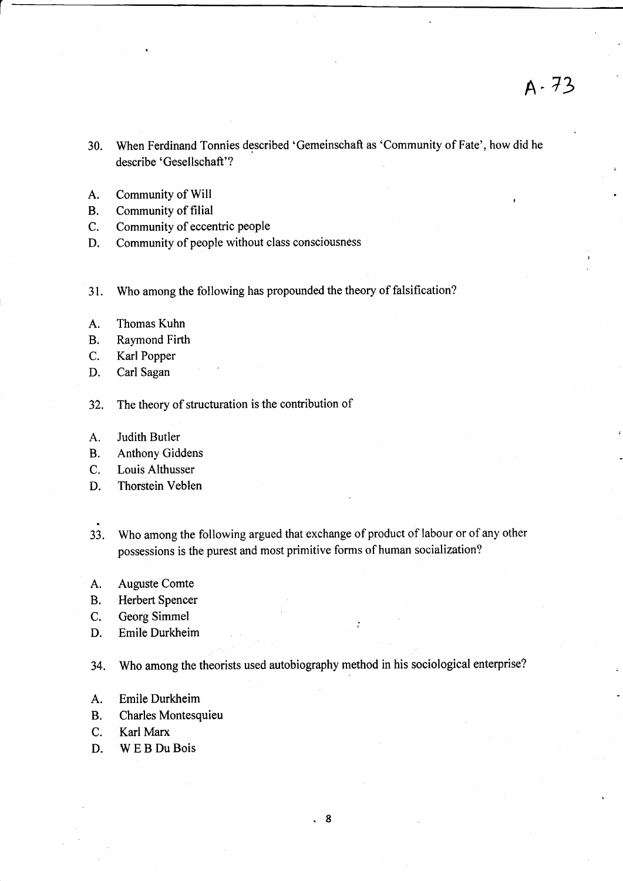A- 73

30. When Ferdinand Tonnies described 'Gemeinschaft as 'Community of Fate', how did he describe 'Gesellschaft'?

A. Community of Will
B. Community of filial
C. Community of eccentric people
D. Community of people without class consciousness

31. Who among the following has propounded the theory of falsification?

A. Thomas Kuhn
B. Raymond Firth
C. Karl Popper
D. Carl Sagan

32. The theory of structuration is the contribution of

A. Judith Butler
B. Anthony Giddens
C. Louis Althusser
D. Thorstein Veblen

33. Who among the following argued that exchange of product of labour or of any other possessions is the purest and most primitive forms of human socialization?

A. Auguste Comte
B. Herbert Spencer
C. Georg Simmel
D. Emile Durkheim

34. Who among the theorists used autobiography method in his sociological enterprise?

A. Emile Durkheim
B. Charles Montesquieu
C. Karl Marx
D. W E B Du Bois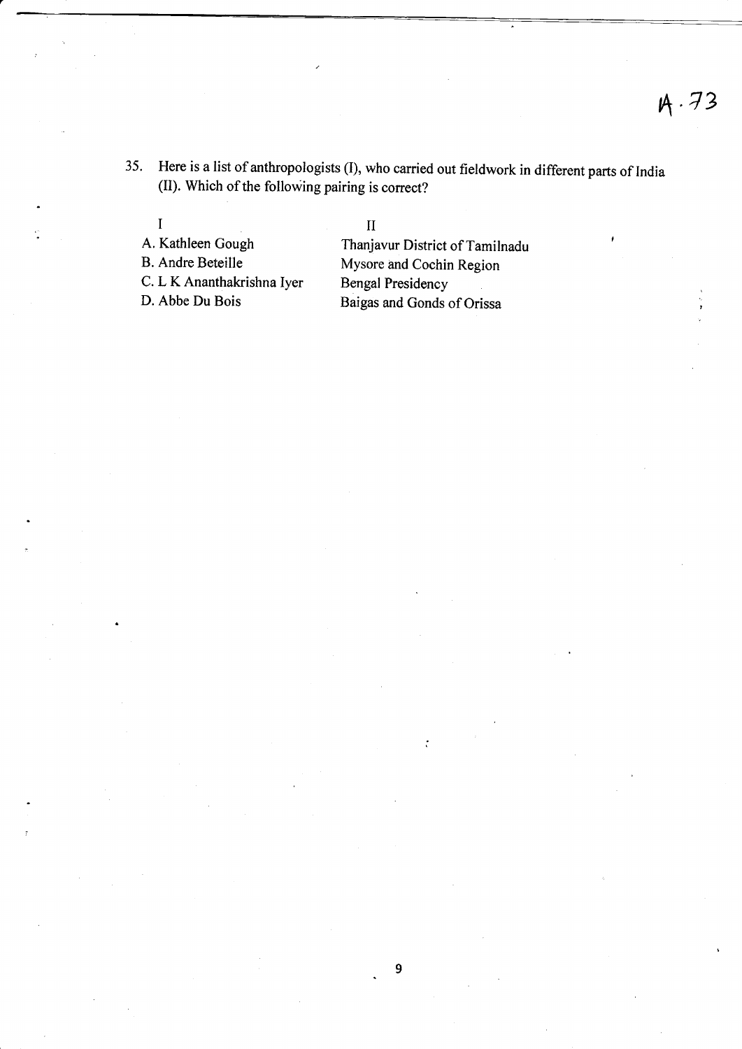A.73

35. Here is a list of anthropologists (I), who carried out fieldwork in different parts of India (II). Which of the following pairing is correct?

| I | II |
|---|---|
| A. Kathleen Gough | Thanjavur District of Tamilnadu |
| B. Andre Beteille | Mysore and Cochin Region |
| C. L K Ananthakrishna Iyer | Bengal Presidency |
| D. Abbe Du Bois | Baigas and Gonds of Orissa |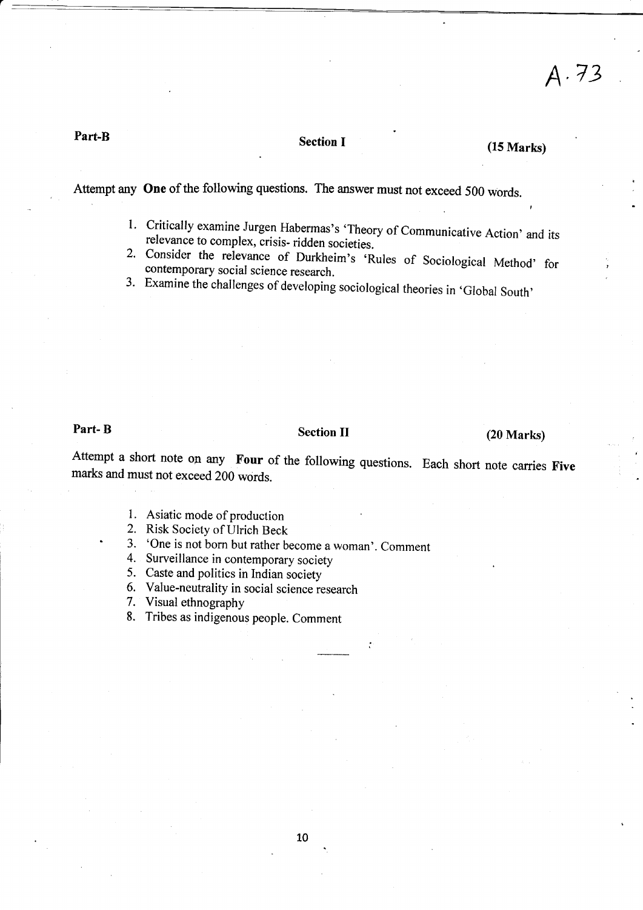A.73

**Part-B** **Section I** **(15 Marks)**

Attempt any **One** of the following questions. The answer must not exceed 500 words.

1. Critically examine Jurgen Habermas's 'Theory of Communicative Action' and its relevance to complex, crisis- ridden societies.
2. Consider the relevance of Durkheim's 'Rules of Sociological Method' for contemporary social science research.
3. Examine the challenges of developing sociological theories in 'Global South'

**Part- B** **Section II** **(20 Marks)**

Attempt a short note on any **Four** of the following questions. Each short note carries **Five** marks and must not exceed 200 words.

1. Asiatic mode of production
2. Risk Society of Ulrich Beck
3. 'One is not born but rather become a woman'. Comment
4. Surveillance in contemporary society
5. Caste and politics in Indian society
6. Value-neutrality in social science research
7. Visual ethnography
8. Tribes as indigenous people. Comment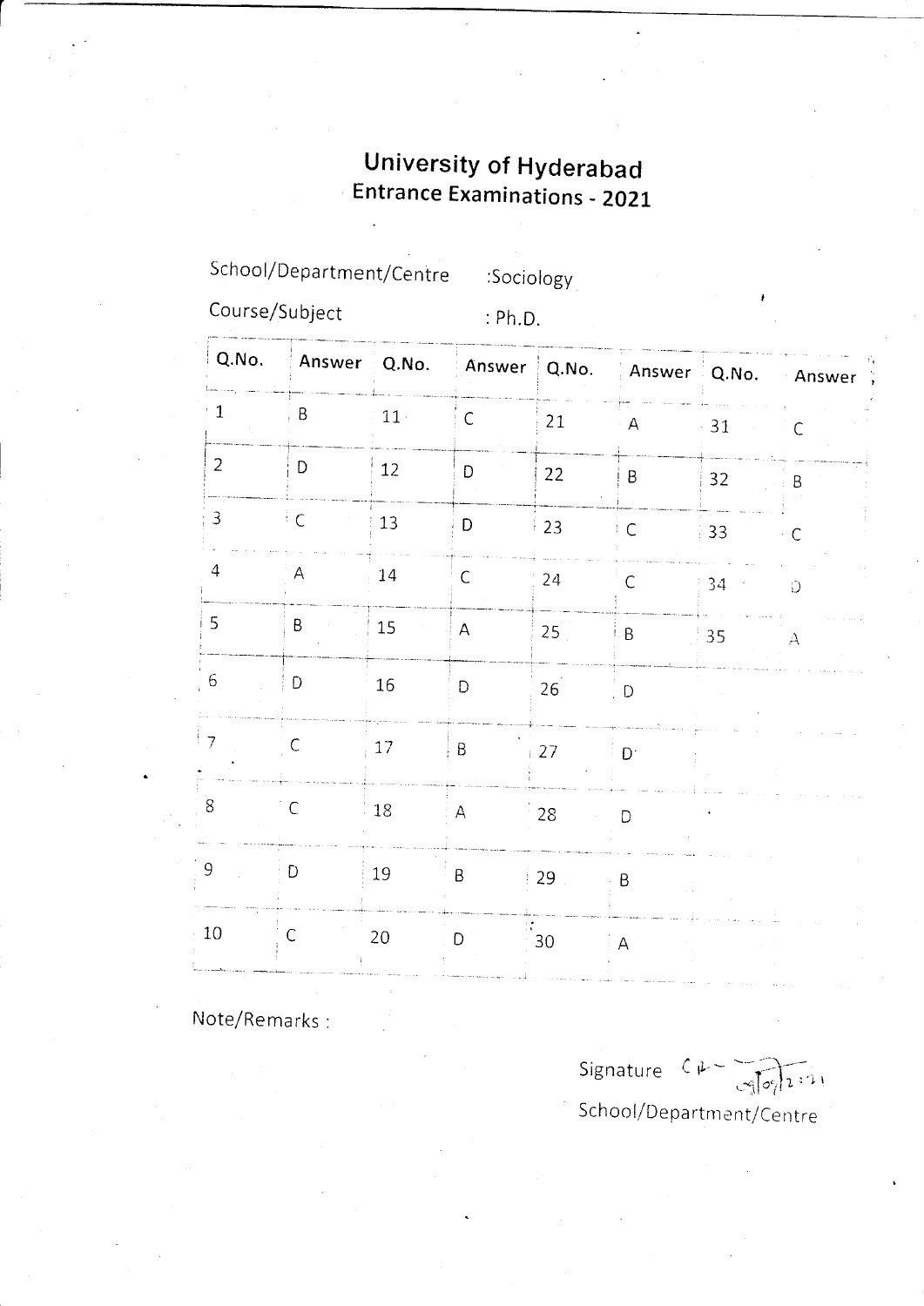# University of Hyderabad
## Entrance Examinations - 2021

School/Department/Centre : Sociology

Course/Subject : Ph.D.

| Q.No. | Answer | Q.No. | Answer | Q.No. | Answer | Q.No. | Answer |
|---|---|---|---|---|---|---|---|
| 1 | B | 11 | C | 21 | A | 31 | C |
| 2 | D | 12 | D | 22 | B | 32 | B |
| 3 | C | 13 | D | 23 | C | 33 | C |
| 4 | A | 14 | C | 24 | C | 34 | D |
| 5 | B | 15 | A | 25 | B | 35 | A |
| 6 | D | 16 | D | 26 | D | | |
| 7 | C | 17 | B | 27 | D | | |
| 8 | C | 18 | A | 28 | D | | |
| 9 | D | 19 | B | 29 | B | | |
| 10 | C | 20 | D | 30 | A | | |

Note/Remarks :

Signature

School/Department/Centre